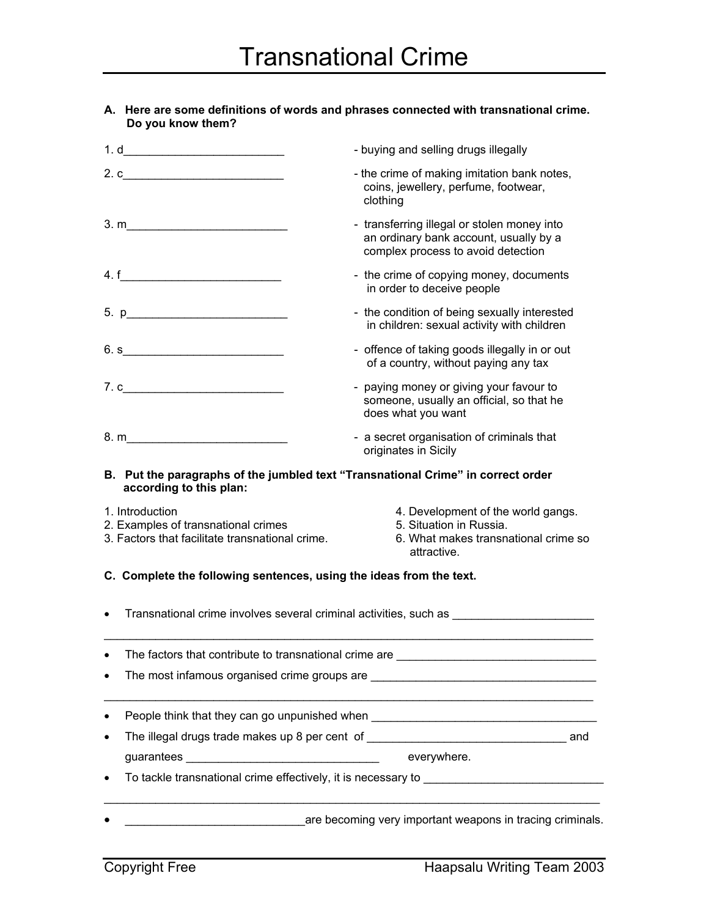# Transnational Crime

**A. Here are some definitions of words and phrases connected with transnational crime. Do you know them?**

1. d_________________________ - buying and selling drugs illegally
2. c_________________________ - the crime of making imitation bank notes, coins, jewellery, perfume, footwear, clothing
3. m_________________________ - transferring illegal or stolen money into an ordinary bank account, usually by a complex process to avoid detection
4. f_________________________ - the crime of copying money, documents in order to deceive people
5. p_________________________ - the condition of being sexually interested in children: sexual activity with children
6. s_________________________ - offence of taking goods illegally in or out of a country, without paying any tax
7. c_________________________ - paying money or giving your favour to someone, usually an official, so that he does what you want
8. m_________________________ - a secret organisation of criminals that originates in Sicily

**B. Put the paragraphs of the jumbled text "Transnational Crime" in correct order according to this plan:**

1. Introduction
2. Examples of transnational crimes
3. Factors that facilitate transnational crime.
4. Development of the world gangs.
5. Situation in Russia.
6. What makes transnational crime so attractive.

**C. Complete the following sentences, using the ideas from the text.**

- Transnational crime involves several criminal activities, such as ______________________ ________________________________________________________________________________
- The factors that contribute to transnational crime are _______________________________
- The most infamous organised crime groups are ___________________________________ ________________________________________________________________________________
- People think that they can go unpunished when ___________________________________
- The illegal drugs trade makes up 8 per cent of _______________________________ and guarantees ______________________________ everywhere.
- To tackle transnational crime effectively, it is necessary to ___________________________ ________________________________________________________________________________
- ____________________________are becoming very important weapons in tracing criminals.

Copyright Free Haapsalu Writing Team 2003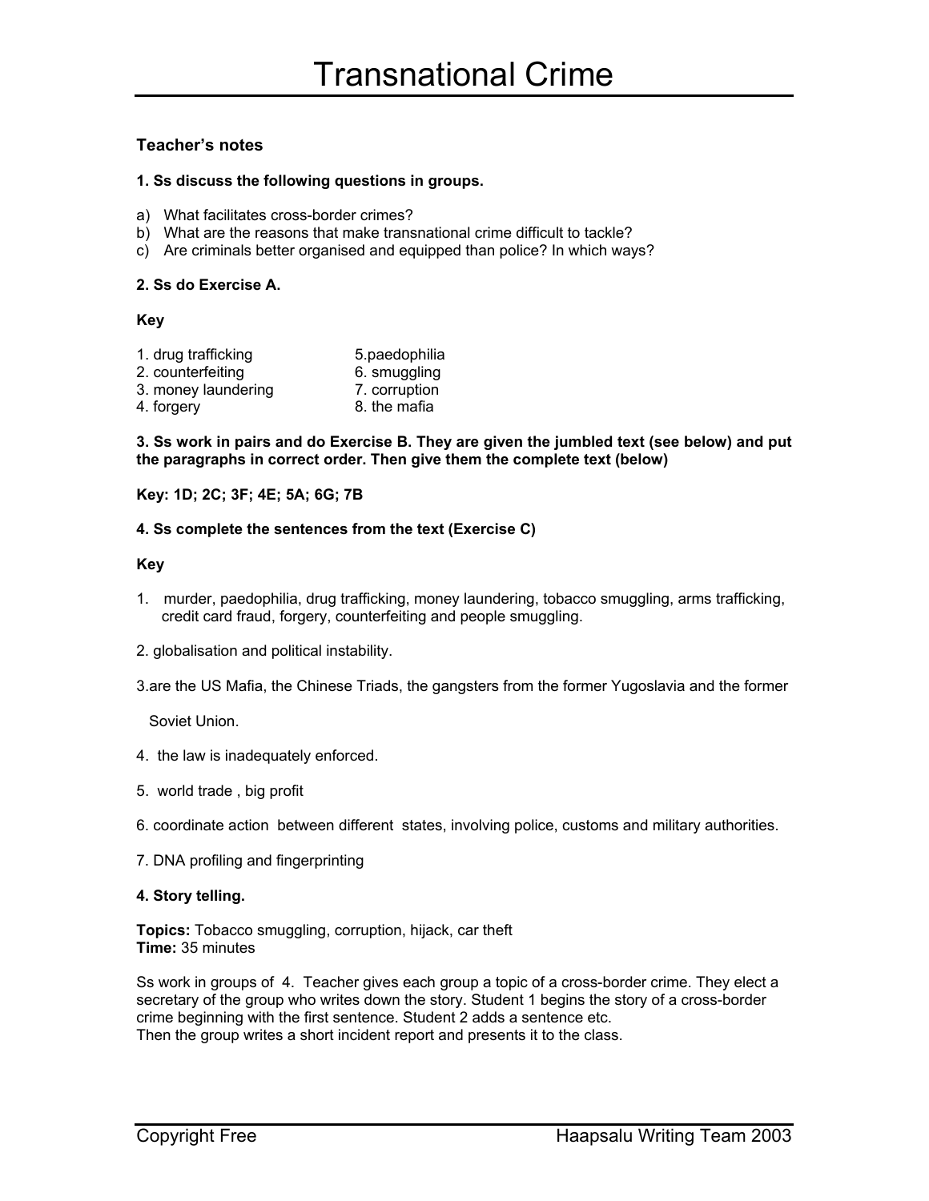# Transnational Crime

### Teacher's notes

**1. Ss discuss the following questions in groups.**

a) What facilitates cross-border crimes?
b) What are the reasons that make transnational crime difficult to tackle?
c) Are criminals better organised and equipped than police? In which ways?

**2. Ss do Exercise A.**

**Key**

1. drug trafficking
2. counterfeiting
3. money laundering
4. forgery
5. paedophilia
6. smuggling
7. corruption
8. the mafia

**3. Ss work in pairs and do Exercise B. They are given the jumbled text (see below) and put the paragraphs in correct order. Then give them the complete text (below)**

**Key: 1D; 2C; 3F; 4E; 5A; 6G; 7B**

**4. Ss complete the sentences from the text (Exercise C)**

**Key**

1. murder, paedophilia, drug trafficking, money laundering, tobacco smuggling, arms trafficking, credit card fraud, forgery, counterfeiting and people smuggling.

2. globalisation and political instability.

3. are the US Mafia, the Chinese Triads, the gangsters from the former Yugoslavia and the former Soviet Union.

4. the law is inadequately enforced.

5. world trade , big profit

6. coordinate action between different states, involving police, customs and military authorities.

7. DNA profiling and fingerprinting

**4. Story telling.**

**Topics:** Tobacco smuggling, corruption, hijack, car theft
**Time:** 35 minutes

Ss work in groups of 4. Teacher gives each group a topic of a cross-border crime. They elect a secretary of the group who writes down the story. Student 1 begins the story of a cross-border crime beginning with the first sentence. Student 2 adds a sentence etc.
Then the group writes a short incident report and presents it to the class.

Copyright Free Haapsalu Writing Team 2003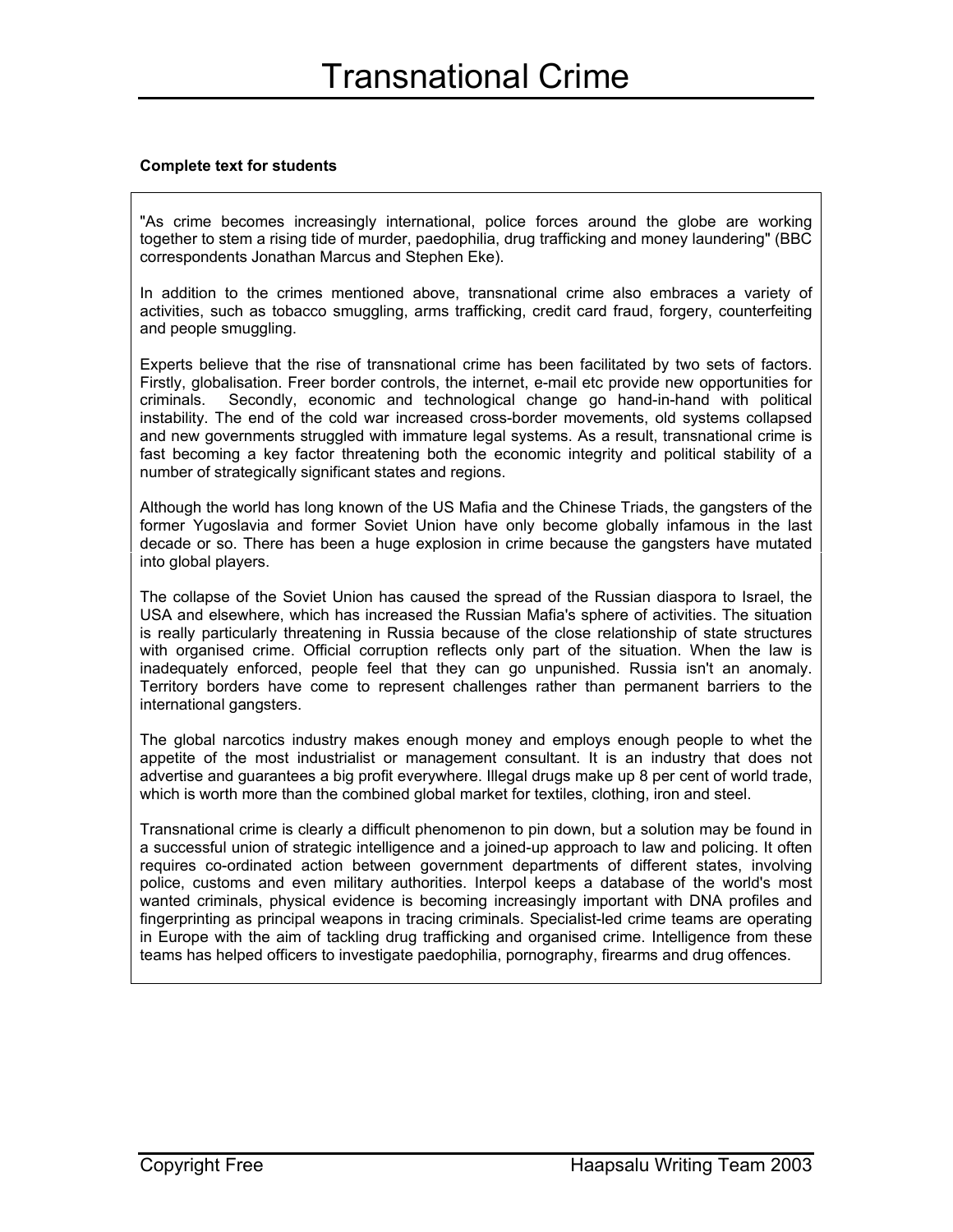# Transnational Crime

**Complete text for students**

"As crime becomes increasingly international, police forces around the globe are working together to stem a rising tide of murder, paedophilia, drug trafficking and money laundering" (BBC correspondents Jonathan Marcus and Stephen Eke).

In addition to the crimes mentioned above, transnational crime also embraces a variety of activities, such as tobacco smuggling, arms trafficking, credit card fraud, forgery, counterfeiting and people smuggling.

Experts believe that the rise of transnational crime has been facilitated by two sets of factors. Firstly, globalisation. Freer border controls, the internet, e-mail etc provide new opportunities for criminals. Secondly, economic and technological change go hand-in-hand with political instability. The end of the cold war increased cross-border movements, old systems collapsed and new governments struggled with immature legal systems. As a result, transnational crime is fast becoming a key factor threatening both the economic integrity and political stability of a number of strategically significant states and regions.

Although the world has long known of the US Mafia and the Chinese Triads, the gangsters of the former Yugoslavia and former Soviet Union have only become globally infamous in the last decade or so. There has been a huge explosion in crime because the gangsters have mutated into global players.

The collapse of the Soviet Union has caused the spread of the Russian diaspora to Israel, the USA and elsewhere, which has increased the Russian Mafia's sphere of activities. The situation is really particularly threatening in Russia because of the close relationship of state structures with organised crime. Official corruption reflects only part of the situation. When the law is inadequately enforced, people feel that they can go unpunished. Russia isn't an anomaly. Territory borders have come to represent challenges rather than permanent barriers to the international gangsters.

The global narcotics industry makes enough money and employs enough people to whet the appetite of the most industrialist or management consultant. It is an industry that does not advertise and guarantees a big profit everywhere. Illegal drugs make up 8 per cent of world trade, which is worth more than the combined global market for textiles, clothing, iron and steel.

Transnational crime is clearly a difficult phenomenon to pin down, but a solution may be found in a successful union of strategic intelligence and a joined-up approach to law and policing. It often requires co-ordinated action between government departments of different states, involving police, customs and even military authorities. Interpol keeps a database of the world's most wanted criminals, physical evidence is becoming increasingly important with DNA profiles and fingerprinting as principal weapons in tracing criminals. Specialist-led crime teams are operating in Europe with the aim of tackling drug trafficking and organised crime. Intelligence from these teams has helped officers to investigate paedophilia, pornography, firearms and drug offences.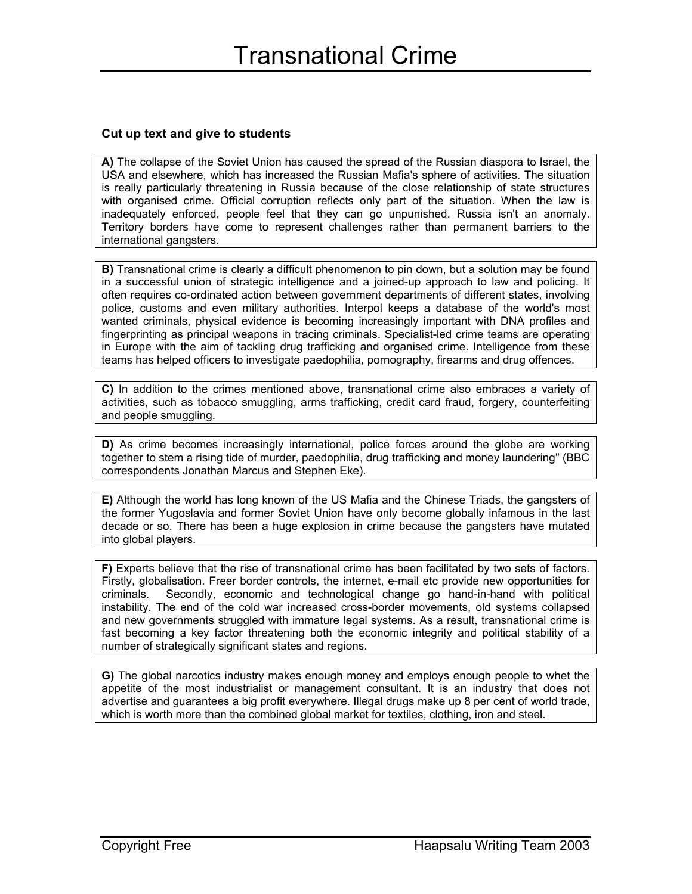# Transnational Crime

**Cut up text and give to students**

**A)** The collapse of the Soviet Union has caused the spread of the Russian diaspora to Israel, the USA and elsewhere, which has increased the Russian Mafia's sphere of activities. The situation is really particularly threatening in Russia because of the close relationship of state structures with organised crime. Official corruption reflects only part of the situation. When the law is inadequately enforced, people feel that they can go unpunished. Russia isn't an anomaly. Territory borders have come to represent challenges rather than permanent barriers to the international gangsters.

**B)** Transnational crime is clearly a difficult phenomenon to pin down, but a solution may be found in a successful union of strategic intelligence and a joined-up approach to law and policing. It often requires co-ordinated action between government departments of different states, involving police, customs and even military authorities. Interpol keeps a database of the world's most wanted criminals, physical evidence is becoming increasingly important with DNA profiles and fingerprinting as principal weapons in tracing criminals. Specialist-led crime teams are operating in Europe with the aim of tackling drug trafficking and organised crime. Intelligence from these teams has helped officers to investigate paedophilia, pornography, firearms and drug offences.

**C)** In addition to the crimes mentioned above, transnational crime also embraces a variety of activities, such as tobacco smuggling, arms trafficking, credit card fraud, forgery, counterfeiting and people smuggling.

**D)** As crime becomes increasingly international, police forces around the globe are working together to stem a rising tide of murder, paedophilia, drug trafficking and money laundering" (BBC correspondents Jonathan Marcus and Stephen Eke).

**E)** Although the world has long known of the US Mafia and the Chinese Triads, the gangsters of the former Yugoslavia and former Soviet Union have only become globally infamous in the last decade or so. There has been a huge explosion in crime because the gangsters have mutated into global players.

**F)** Experts believe that the rise of transnational crime has been facilitated by two sets of factors. Firstly, globalisation. Freer border controls, the internet, e-mail etc provide new opportunities for criminals. Secondly, economic and technological change go hand-in-hand with political instability. The end of the cold war increased cross-border movements, old systems collapsed and new governments struggled with immature legal systems. As a result, transnational crime is fast becoming a key factor threatening both the economic integrity and political stability of a number of strategically significant states and regions.

**G)** The global narcotics industry makes enough money and employs enough people to whet the appetite of the most industrialist or management consultant. It is an industry that does not advertise and guarantees a big profit everywhere. Illegal drugs make up 8 per cent of world trade, which is worth more than the combined global market for textiles, clothing, iron and steel.

Copyright Free Haapsalu Writing Team 2003